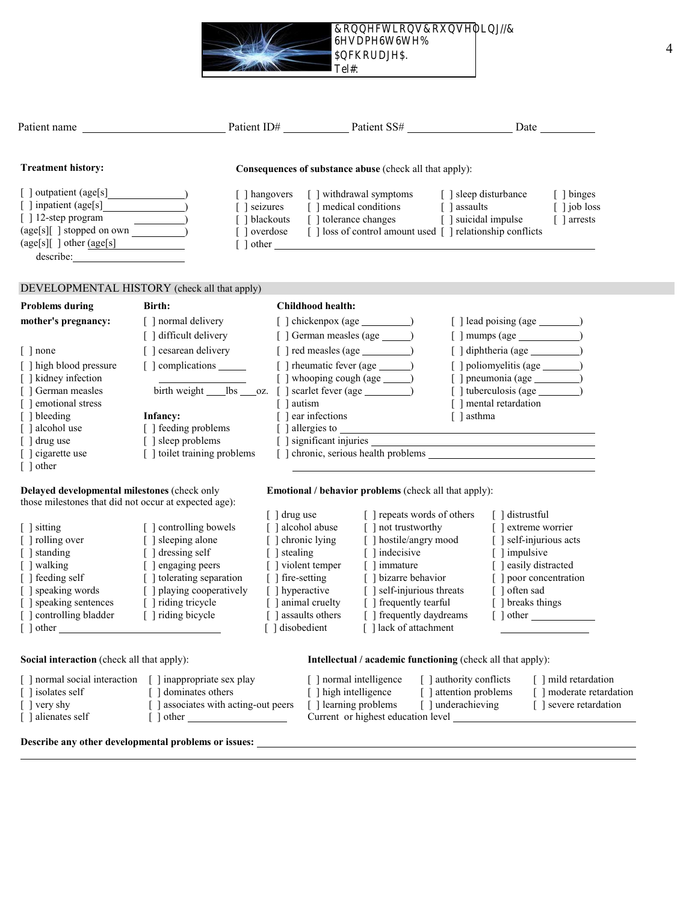&RQQHFWLRQV&RXQVHOLQJ//&
6HVDPH6W6WH%
$QFKRUDJH$.
Tel#:

Patient name ________________________ Patient ID# ___________ Patient SS# _________________ Date _________

**Treatment history:**

[ ] outpatient (age[s]______________)
[ ] inpatient (age[s]________________)
[ ] 12-step program __________)
(age[s][ ] stopped on own __________)
(age[s][ ] other (age[s] ______________
describe: ____________________

**Consequences of substance abuse** (check all that apply):

[ ] hangovers [ ] withdrawal symptoms [ ] sleep disturbance [ ] binges
[ ] seizures [ ] medical conditions [ ] assaults [ ] job loss
[ ] blackouts [ ] tolerance changes [ ] suicidal impulse [ ] arrests
[ ] overdose [ ] loss of control amount used [ ] relationship conflicts
[ ] other ________________________________________________

## DEVELOPMENTAL HISTORY (check all that apply)

**Problems during mother's pregnancy:**

[ ] none
[ ] high blood pressure
[ ] kidney infection
[ ] German measles
[ ] emotional stress
[ ] bleeding
[ ] alcohol use
[ ] drug use
[ ] cigarette use
[ ] other

**Birth:**

[ ] normal delivery
[ ] difficult delivery
[ ] cesarean delivery
[ ] complications _____
________________
birth weight ____lbs ___oz.

**Infancy:**

[ ] feeding problems
[ ] sleep problems
[ ] toilet training problems

**Childhood health:**

[ ] chickenpox (age _________)
[ ] German measles (age _____)
[ ] red measles (age _________)
[ ] rheumatic fever (age ______)
[ ] whooping cough (age _____)
[ ] scarlet fever (age _________)
[ ] autism
[ ] ear infections
[ ] lead poising (age ________)
[ ] mumps (age ____________)
[ ] diphtheria (age _________)
[ ] poliomyelitis (age _______)
[ ] pneumonia (age _________)
[ ] tuberculosis (age ________)
[ ] mental retardation
[ ] asthma
[ ] allergies to ________________________________
[ ] significant injuries ____________________________
[ ] chronic, serious health problems ________________
________________________________________________

**Delayed developmental milestones** (check only those milestones that did not occur at expected age):

[ ] sitting
[ ] rolling over
[ ] standing
[ ] walking
[ ] feeding self
[ ] speaking words
[ ] speaking sentences
[ ] controlling bladder
[ ] controlling bowels
[ ] sleeping alone
[ ] dressing self
[ ] engaging peers
[ ] tolerating separation
[ ] playing cooperatively
[ ] riding tricycle
[ ] riding bicycle
[ ] other ______________________________

**Emotional / behavior problems** (check all that apply):

[ ] drug use
[ ] alcohol abuse
[ ] chronic lying
[ ] stealing
[ ] violent temper
[ ] fire-setting
[ ] hyperactive
[ ] animal cruelty
[ ] assaults others
[ ] disobedient
[ ] repeats words of others
[ ] not trustworthy
[ ] hostile/angry mood
[ ] indecisive
[ ] immature
[ ] bizarre behavior
[ ] self-injurious threats
[ ] frequently tearful
[ ] frequently daydreams
[ ] lack of attachment
[ ] distrustful
[ ] extreme worrier
[ ] self-injurious acts
[ ] impulsive
[ ] easily distracted
[ ] poor concentration
[ ] often sad
[ ] breaks things
[ ] other ____________
________________

**Social interaction** (check all that apply):

[ ] normal social interaction
[ ] isolates self
[ ] very shy
[ ] alienates self
[ ] inappropriate sex play
[ ] dominates others
[ ] associates with acting-out peers
[ ] other __________________

**Intellectual / academic functioning** (check all that apply):

[ ] normal intelligence
[ ] high intelligence
[ ] learning problems
[ ] authority conflicts
[ ] attention problems
[ ] underachieving
[ ] mild retardation
[ ] moderate retardation
[ ] severe retardation

Current or highest education level ______________________________

**Describe any other developmental problems or issues:** ________________________________________________
________________________________________________________________________________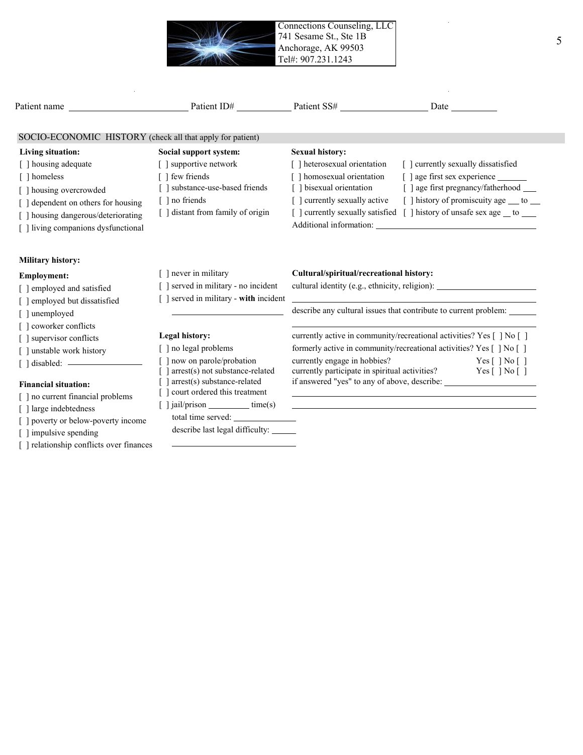Connections Counseling, LLC
741 Sesame St., Ste 1B
Anchorage, AK 99503
Tel#: 907.231.1243

Patient name ________________________ Patient ID# ___________ Patient SS# __________________ Date __________

## SOCIO-ECONOMIC HISTORY (check all that apply for patient)

**Living situation:**
- [ ] housing adequate
- [ ] homeless
- [ ] housing overcrowded
- [ ] dependent on others for housing
- [ ] housing dangerous/deteriorating
- [ ] living companions dysfunctional

**Social support system:**
- [ ] supportive network
- [ ] few friends
- [ ] substance-use-based friends
- [ ] no friends
- [ ] distant from family of origin

**Sexual history:**
- [ ] heterosexual orientation
- [ ] homosexual orientation
- [ ] bisexual orientation
- [ ] currently sexually active
- [ ] currently sexually satisfied
- [ ] currently sexually dissatisfied
- [ ] age first sex experience _______
- [ ] age first pregnancy/fatherhood ___
- [ ] history of promiscuity age ___ to ___
- [ ] history of unsafe sex age __ to ___

Additional information: ________________________________________

**Military history:**
- [ ] never in military
- [ ] served in military - no incident
- [ ] served in military - **with** incident

__________________________

**Employment:**
- [ ] employed and satisfied
- [ ] employed but dissatisfied
- [ ] unemployed
- [ ] coworker conflicts
- [ ] supervisor conflicts
- [ ] unstable work history
- [ ] disabled: _________________

**Financial situation:**
- [ ] no current financial problems
- [ ] large indebtedness
- [ ] poverty or below-poverty income
- [ ] impulsive spending
- [ ] relationship conflicts over finances

**Legal history:**
- [ ] no legal problems
- [ ] now on parole/probation
- [ ] arrest(s) not substance-related
- [ ] arrest(s) substance-related
- [ ] court ordered this treatment
- [ ] jail/prison _________ time(s)

total time served: ______________

describe last legal difficulty: ______

__________________________

**Cultural/spiritual/recreational history:**

cultural identity (e.g., ethnicity, religion): ________________________

________________________________________________

describe any cultural issues that contribute to current problem: ______

________________________________________________

currently active in community/recreational activities? Yes [ ] No [ ]

formerly active in community/recreational activities? Yes [ ] No [ ]

currently engage in hobbies? Yes [ ] No [ ]

currently participate in spiritual activities? Yes [ ] No [ ]

if answered "yes" to any of above, describe: ____________________

________________________________________________

________________________________________________